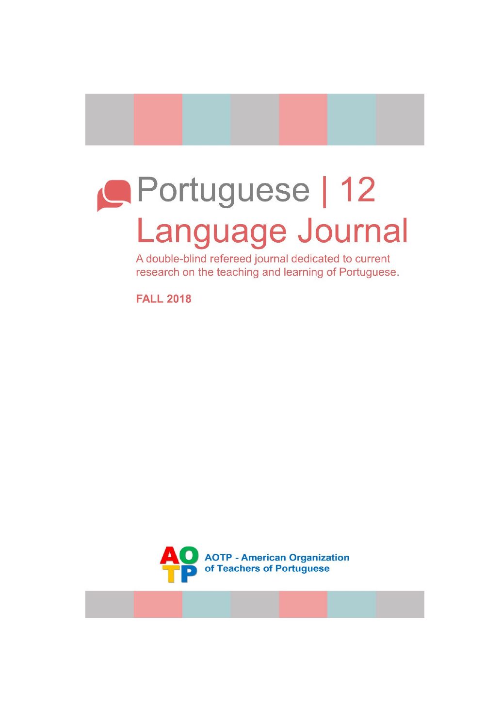# Portuguese | 12
# Language Journal

A double-blind refereed journal dedicated to current research on the teaching and learning of Portuguese.

**FALL 2018**

**AOTP - American Organization of Teachers of Portuguese**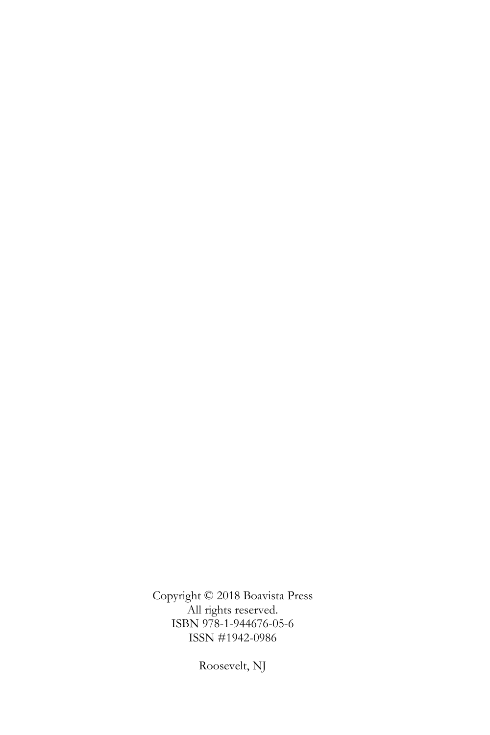Copyright © 2018 Boavista Press
All rights reserved.
ISBN 978-1-944676-05-6
ISSN #1942-0986

Roosevelt, NJ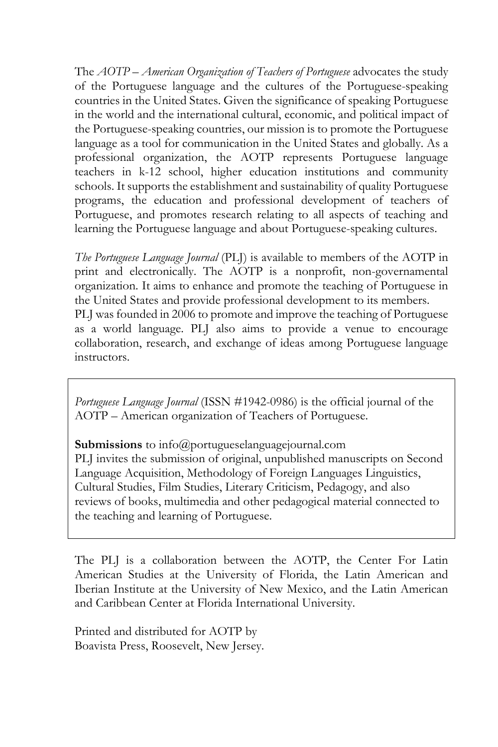The *AOTP – American Organization of Teachers of Portuguese* advocates the study of the Portuguese language and the cultures of the Portuguese-speaking countries in the United States. Given the significance of speaking Portuguese in the world and the international cultural, economic, and political impact of the Portuguese-speaking countries, our mission is to promote the Portuguese language as a tool for communication in the United States and globally. As a professional organization, the AOTP represents Portuguese language teachers in k-12 school, higher education institutions and community schools. It supports the establishment and sustainability of quality Portuguese programs, the education and professional development of teachers of Portuguese, and promotes research relating to all aspects of teaching and learning the Portuguese language and about Portuguese-speaking cultures.

*The Portuguese Language Journal* (PLJ) is available to members of the AOTP in print and electronically. The AOTP is a nonprofit, non-governamental organization. It aims to enhance and promote the teaching of Portuguese in the United States and provide professional development to its members.
PLJ was founded in 2006 to promote and improve the teaching of Portuguese as a world language. PLJ also aims to provide a venue to encourage collaboration, research, and exchange of ideas among Portuguese language instructors.

*Portuguese Language Journal* (ISSN #1942-0986) is the official journal of the AOTP – American organization of Teachers of Portuguese.

**Submissions** to info@portugueselanguagejournal.com
PLJ invites the submission of original, unpublished manuscripts on Second Language Acquisition, Methodology of Foreign Languages Linguistics, Cultural Studies, Film Studies, Literary Criticism, Pedagogy, and also reviews of books, multimedia and other pedagogical material connected to the teaching and learning of Portuguese.

The PLJ is a collaboration between the AOTP, the Center For Latin American Studies at the University of Florida, the Latin American and Iberian Institute at the University of New Mexico, and the Latin American and Caribbean Center at Florida International University.

Printed and distributed for AOTP by
Boavista Press, Roosevelt, New Jersey.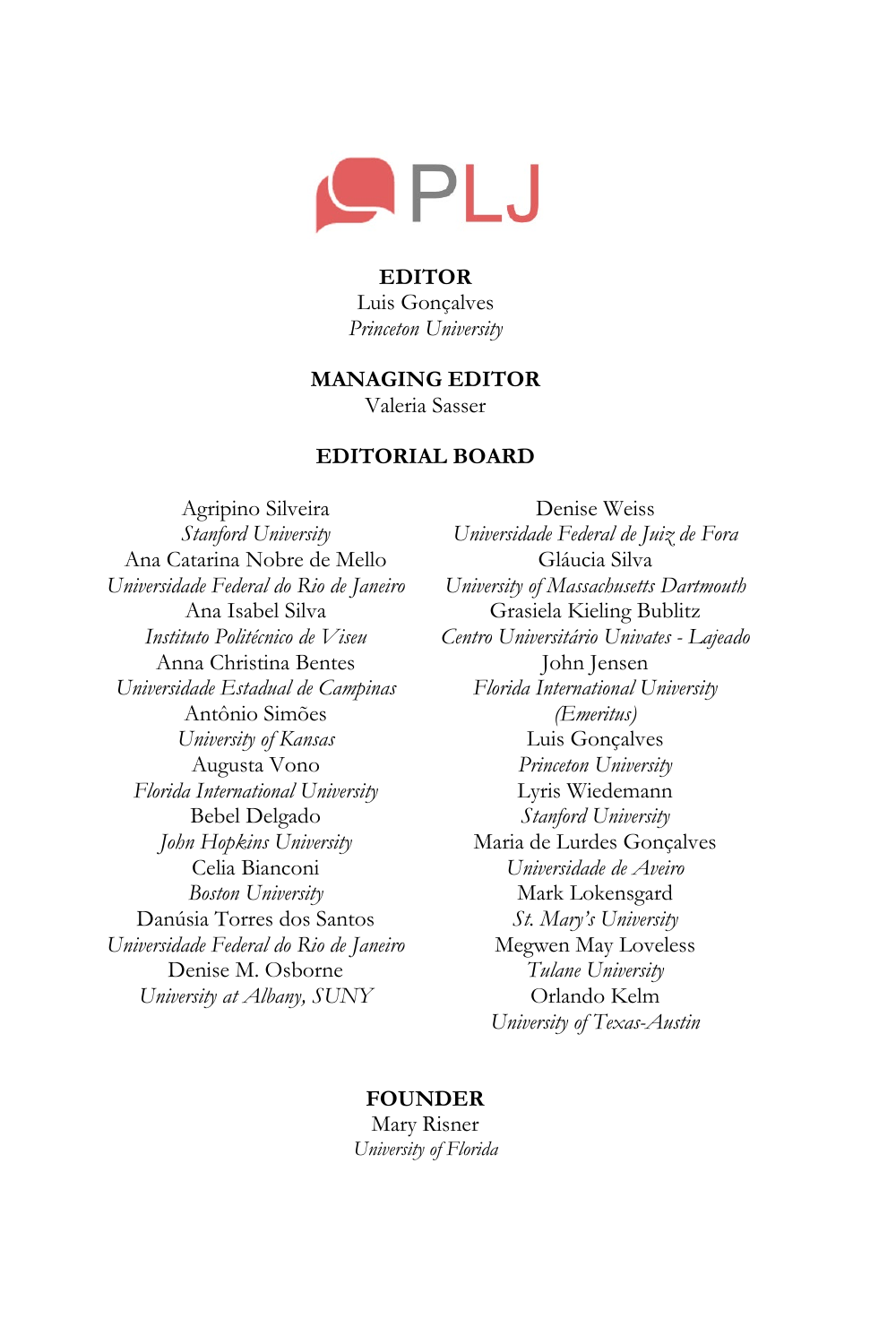PLJ

**EDITOR**

Luis Gonçalves
*Princeton University*

**MANAGING EDITOR**

Valeria Sasser

**EDITORIAL BOARD**

Agripino Silveira
*Stanford University*

Ana Catarina Nobre de Mello
*Universidade Federal do Rio de Janeiro*

Ana Isabel Silva
*Instituto Politécnico de Viseu*

Anna Christina Bentes
*Universidade Estadual de Campinas*

Antônio Simões
*University of Kansas*

Augusta Vono
*Florida International University*

Bebel Delgado
*John Hopkins University*

Celia Bianconi
*Boston University*

Danúsia Torres dos Santos
*Universidade Federal do Rio de Janeiro*

Denise M. Osborne
*University at Albany, SUNY*

Denise Weiss
*Universidade Federal de Juiz de Fora*

Gláucia Silva
*University of Massachusetts Dartmouth*

Grasiela Kieling Bublitz
*Centro Universitário Univates - Lajeado*

John Jensen
*Florida International University (Emeritus)*

Luis Gonçalves
*Princeton University*

Lyris Wiedemann
*Stanford University*

Maria de Lurdes Gonçalves
*Universidade de Aveiro*

Mark Lokensgard
*St. Mary's University*

Megwen May Loveless
*Tulane University*

Orlando Kelm
*University of Texas-Austin*

**FOUNDER**

Mary Risner
*University of Florida*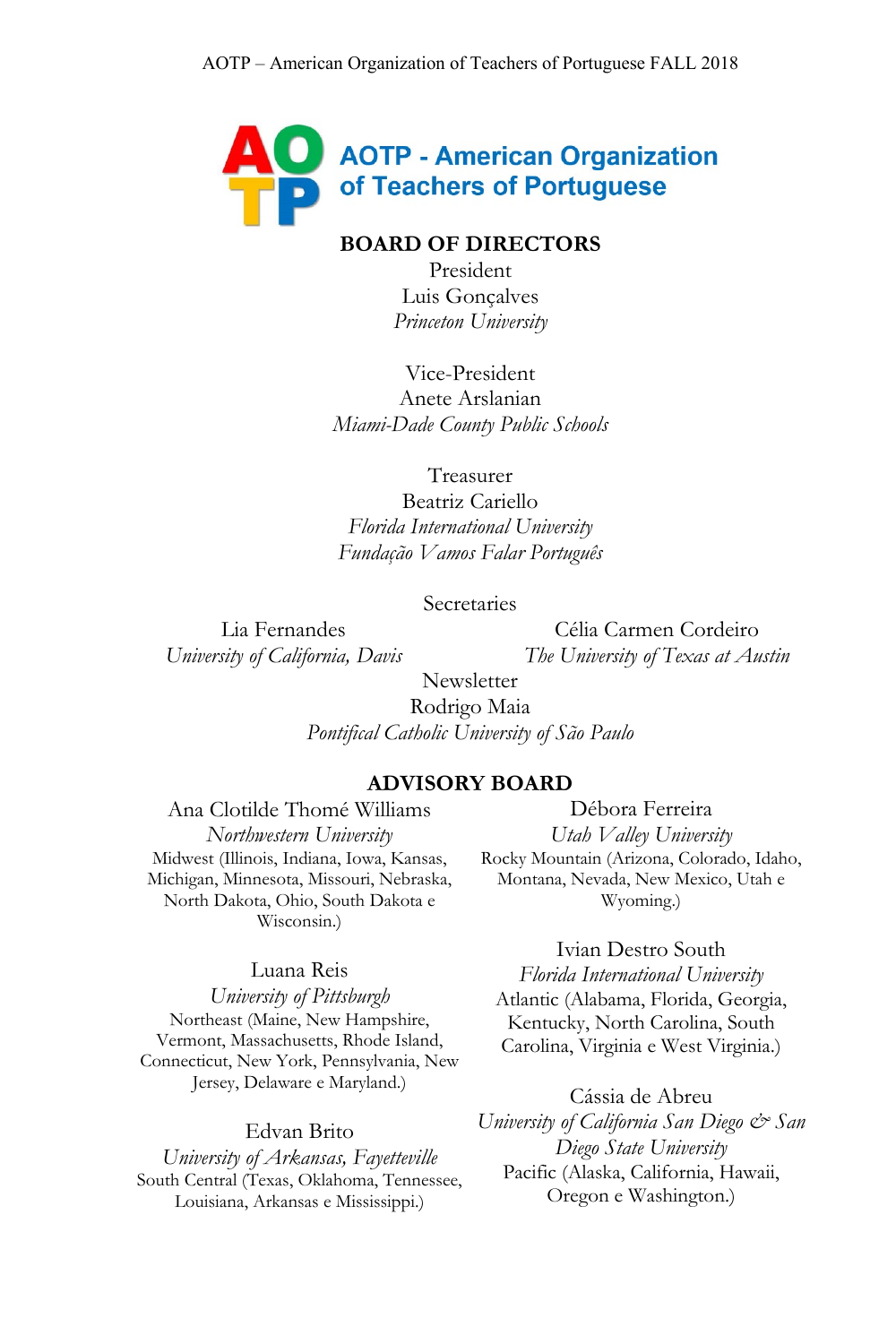# AOTP - American Organization of Teachers of Portuguese

## BOARD OF DIRECTORS

President
Luis Gonçalves
*Princeton University*

Vice-President
Anete Arslanian
*Miami-Dade County Public Schools*

Treasurer
Beatriz Cariello
*Florida International University*
*Fundação Vamos Falar Português*

Secretaries

Lia Fernandes
*University of California, Davis*

Célia Carmen Cordeiro
*The University of Texas at Austin*

Newsletter
Rodrigo Maia
*Pontifical Catholic University of São Paulo*

## ADVISORY BOARD

Ana Clotilde Thomé Williams
*Northwestern University*
Midwest (Illinois, Indiana, Iowa, Kansas, Michigan, Minnesota, Missouri, Nebraska, North Dakota, Ohio, South Dakota e Wisconsin.)

Débora Ferreira
*Utah Valley University*
Rocky Mountain (Arizona, Colorado, Idaho, Montana, Nevada, New Mexico, Utah e Wyoming.)

Luana Reis
*University of Pittsburgh*
Northeast (Maine, New Hampshire, Vermont, Massachusetts, Rhode Island, Connecticut, New York, Pennsylvania, New Jersey, Delaware e Maryland.)

Ivian Destro South
*Florida International University*
Atlantic (Alabama, Florida, Georgia, Kentucky, North Carolina, South Carolina, Virginia e West Virginia.)

Edvan Brito
*University of Arkansas, Fayetteville*
South Central (Texas, Oklahoma, Tennessee, Louisiana, Arkansas e Mississippi.)

Cássia de Abreu
*University of California San Diego & San Diego State University*
Pacific (Alaska, California, Hawaii, Oregon e Washington.)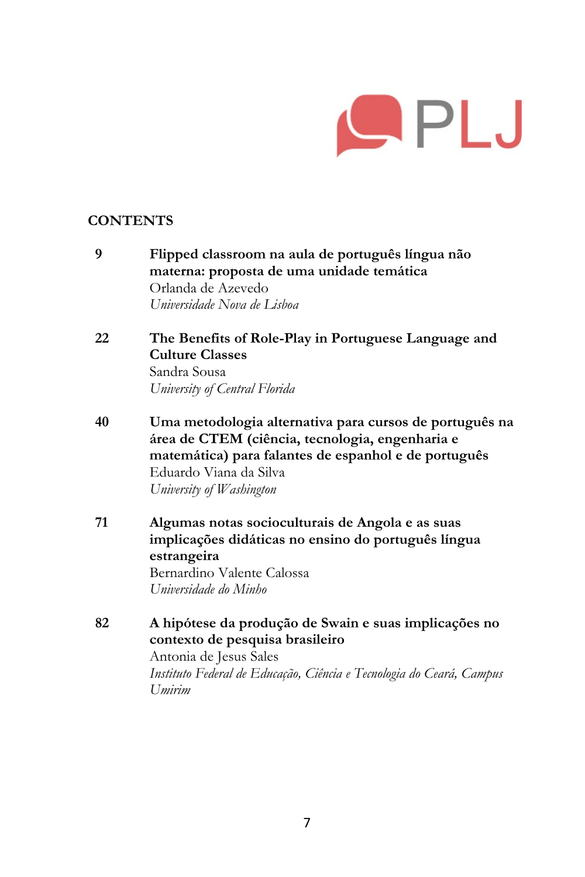PLJ

## CONTENTS

**9** **Flipped classroom na aula de português língua não materna: proposta de uma unidade temática**
Orlanda de Azevedo
*Universidade Nova de Lisboa*

**22** **The Benefits of Role-Play in Portuguese Language and Culture Classes**
Sandra Sousa
*University of Central Florida*

**40** **Uma metodologia alternativa para cursos de português na área de CTEM (ciência, tecnologia, engenharia e matemática) para falantes de espanhol e de português**
Eduardo Viana da Silva
*University of Washington*

**71** **Algumas notas socioculturais de Angola e as suas implicações didáticas no ensino do português língua estrangeira**
Bernardino Valente Calossa
*Universidade do Minho*

**82** **A hipótese da produção de Swain e suas implicações no contexto de pesquisa brasileiro**
Antonia de Jesus Sales
*Instituto Federal de Educação, Ciência e Tecnologia do Ceará, Campus Umirim*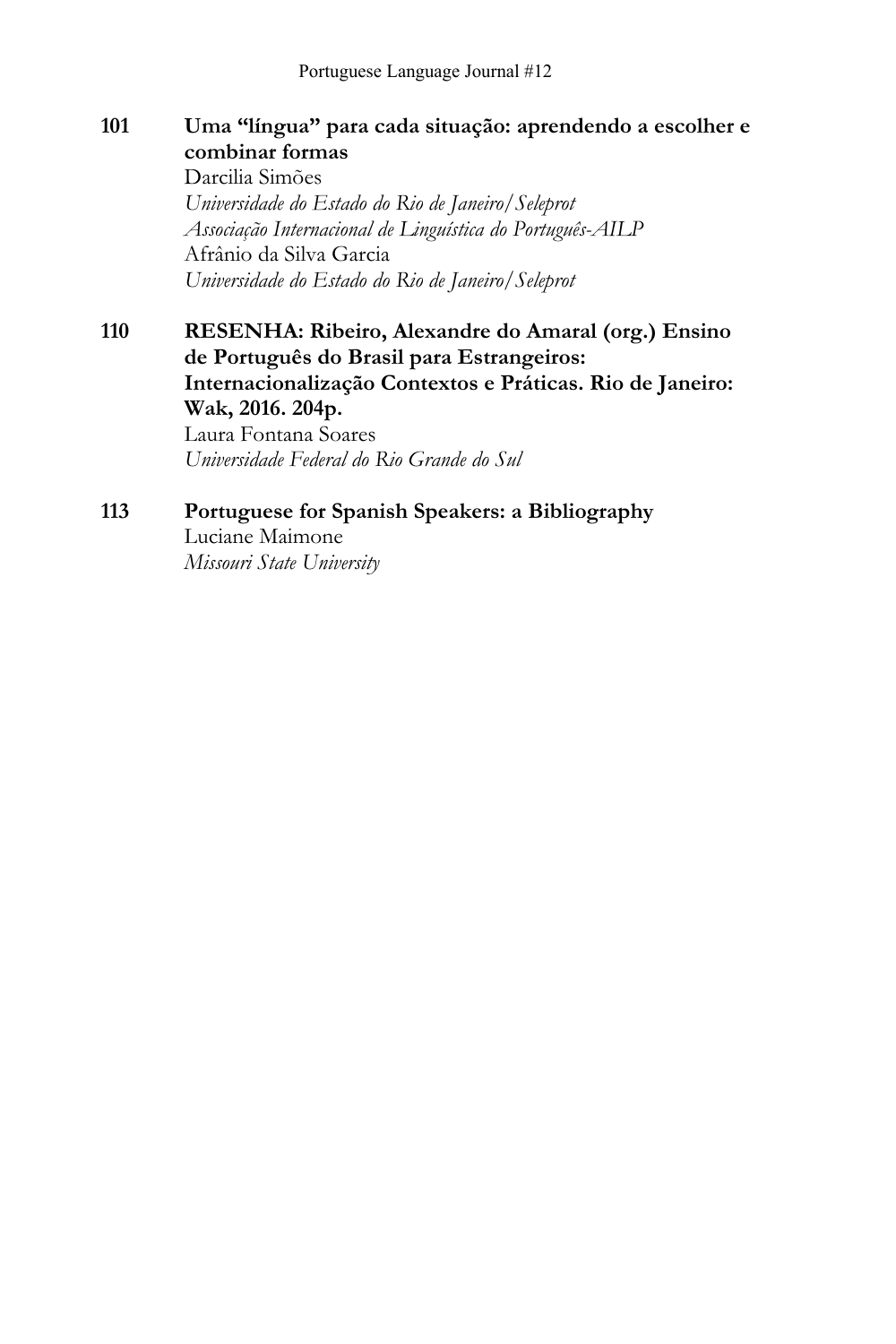**101** **Uma "língua" para cada situação: aprendendo a escolher e combinar formas**
Darcilia Simões
*Universidade do Estado do Rio de Janeiro/Seleprot*
*Associação Internacional de Linguística do Português-AILP*
Afrânio da Silva Garcia
*Universidade do Estado do Rio de Janeiro/Seleprot*

**110** **RESENHA: Ribeiro, Alexandre do Amaral (org.) Ensino de Português do Brasil para Estrangeiros: Internacionalização Contextos e Práticas. Rio de Janeiro: Wak, 2016. 204p.**
Laura Fontana Soares
*Universidade Federal do Rio Grande do Sul*

**113** **Portuguese for Spanish Speakers: a Bibliography**
Luciane Maimone
*Missouri State University*